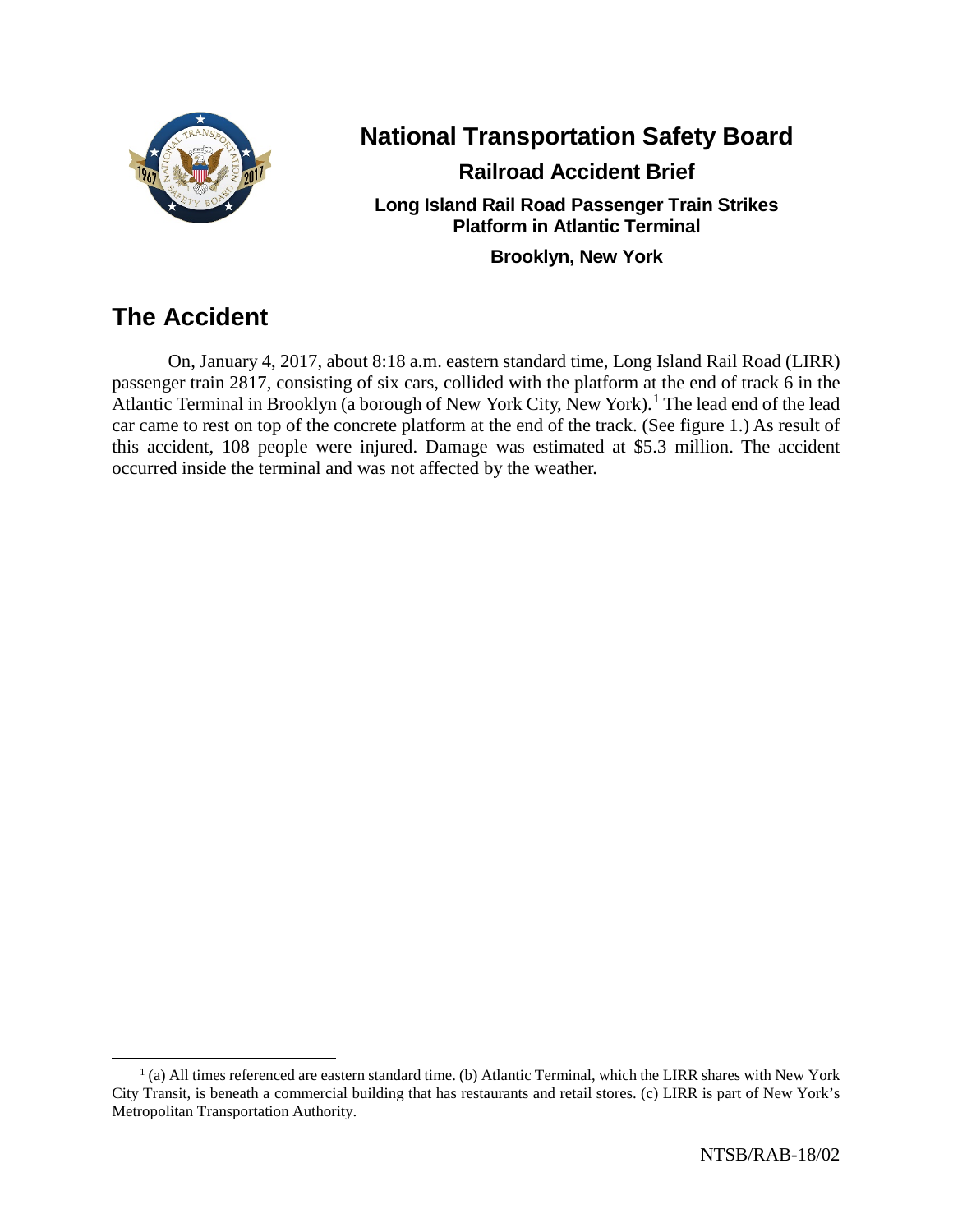# National Transportation Safety Board

## Railroad Accident Brief

### Long Island Rail Road Passenger Train Strikes Platform in Atlantic Terminal

### Brooklyn, New York

## The Accident

On, January 4, 2017, about 8:18 a.m. eastern standard time, Long Island Rail Road (LIRR) passenger train 2817, consisting of six cars, collided with the platform at the end of track 6 in the Atlantic Terminal in Brooklyn (a borough of New York City, New York).[1] The lead end of the lead car came to rest on top of the concrete platform at the end of the track. (See figure 1.) As result of this accident, 108 people were injured. Damage was estimated at $5.3 million. The accident occurred inside the terminal and was not affected by the weather.

[1] (a) All times referenced are eastern standard time. (b) Atlantic Terminal, which the LIRR shares with New York City Transit, is beneath a commercial building that has restaurants and retail stores. (c) LIRR is part of New York's Metropolitan Transportation Authority.

NTSB/RAB-18/02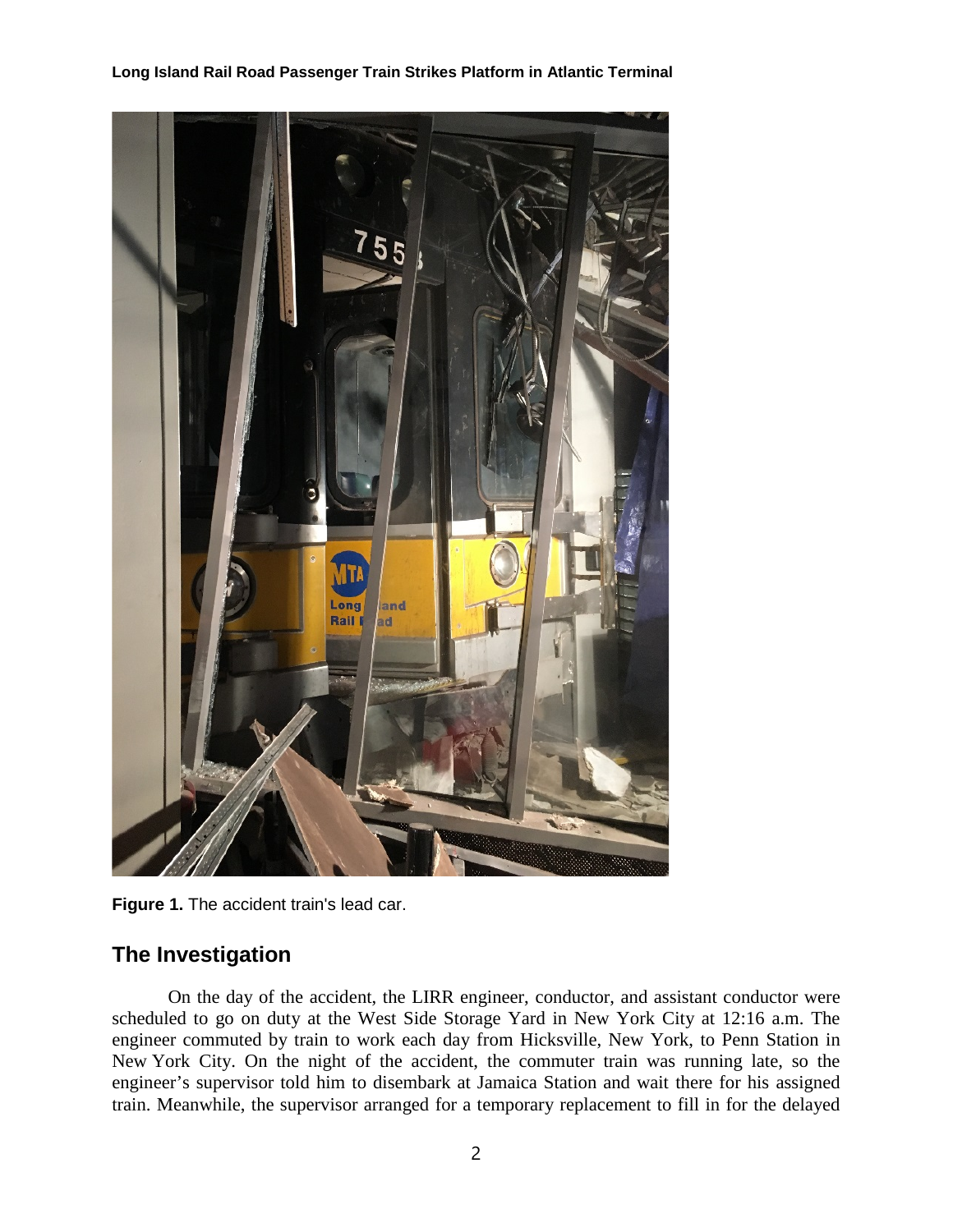Figure 1. The accident train's lead car.

## The Investigation

On the day of the accident, the LIRR engineer, conductor, and assistant conductor were scheduled to go on duty at the West Side Storage Yard in New York City at 12:16 a.m. The engineer commuted by train to work each day from Hicksville, New York, to Penn Station in New York City. On the night of the accident, the commuter train was running late, so the engineer's supervisor told him to disembark at Jamaica Station and wait there for his assigned train. Meanwhile, the supervisor arranged for a temporary replacement to fill in for the delayed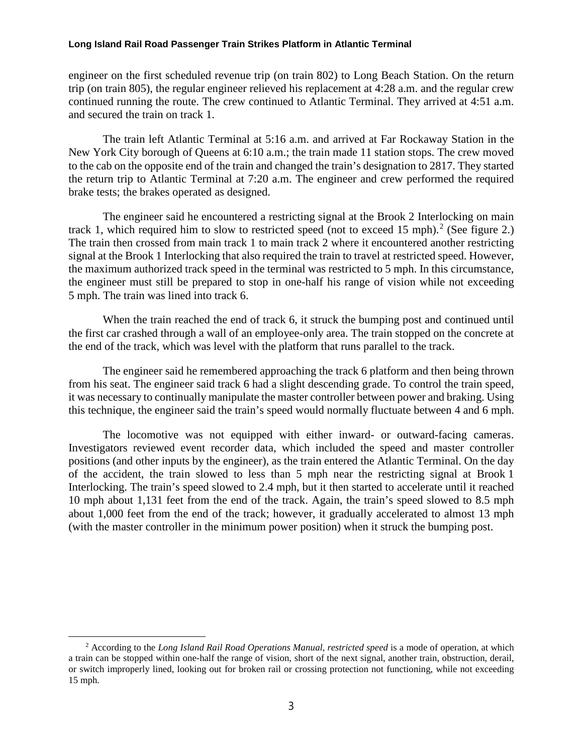engineer on the first scheduled revenue trip (on train 802) to Long Beach Station. On the return trip (on train 805), the regular engineer relieved his replacement at 4:28 a.m. and the regular crew continued running the route. The crew continued to Atlantic Terminal. They arrived at 4:51 a.m. and secured the train on track 1.

The train left Atlantic Terminal at 5:16 a.m. and arrived at Far Rockaway Station in the New York City borough of Queens at 6:10 a.m.; the train made 11 station stops. The crew moved to the cab on the opposite end of the train and changed the train's designation to 2817. They started the return trip to Atlantic Terminal at 7:20 a.m. The engineer and crew performed the required brake tests; the brakes operated as designed.

The engineer said he encountered a restricting signal at the Brook 2 Interlocking on main track 1, which required him to slow to restricted speed (not to exceed 15 mph).[2] (See figure 2.) The train then crossed from main track 1 to main track 2 where it encountered another restricting signal at the Brook 1 Interlocking that also required the train to travel at restricted speed. However, the maximum authorized track speed in the terminal was restricted to 5 mph. In this circumstance, the engineer must still be prepared to stop in one-half his range of vision while not exceeding 5 mph. The train was lined into track 6.

When the train reached the end of track 6, it struck the bumping post and continued until the first car crashed through a wall of an employee-only area. The train stopped on the concrete at the end of the track, which was level with the platform that runs parallel to the track.

The engineer said he remembered approaching the track 6 platform and then being thrown from his seat. The engineer said track 6 had a slight descending grade. To control the train speed, it was necessary to continually manipulate the master controller between power and braking. Using this technique, the engineer said the train's speed would normally fluctuate between 4 and 6 mph.

The locomotive was not equipped with either inward- or outward-facing cameras. Investigators reviewed event recorder data, which included the speed and master controller positions (and other inputs by the engineer), as the train entered the Atlantic Terminal. On the day of the accident, the train slowed to less than 5 mph near the restricting signal at Brook 1 Interlocking. The train's speed slowed to 2.4 mph, but it then started to accelerate until it reached 10 mph about 1,131 feet from the end of the track. Again, the train's speed slowed to 8.5 mph about 1,000 feet from the end of the track; however, it gradually accelerated to almost 13 mph (with the master controller in the minimum power position) when it struck the bumping post.

---

[2] According to the *Long Island Rail Road Operations Manual*, *restricted speed* is a mode of operation, at which a train can be stopped within one-half the range of vision, short of the next signal, another train, obstruction, derail, or switch improperly lined, looking out for broken rail or crossing protection not functioning, while not exceeding 15 mph.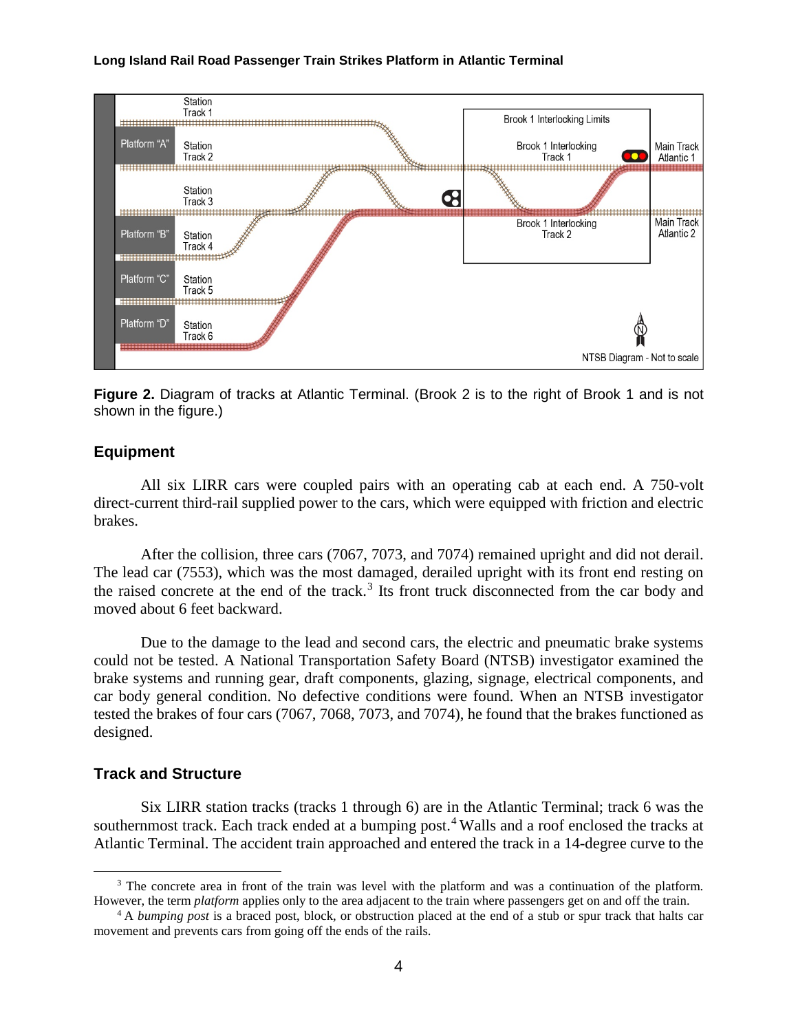**Figure 2.** Diagram of tracks at Atlantic Terminal. (Brook 2 is to the right of Brook 1 and is not shown in the figure.)

## Equipment

All six LIRR cars were coupled pairs with an operating cab at each end. A 750-volt direct-current third-rail supplied power to the cars, which were equipped with friction and electric brakes.

After the collision, three cars (7067, 7073, and 7074) remained upright and did not derail. The lead car (7553), which was the most damaged, derailed upright with its front end resting on the raised concrete at the end of the track.[3] Its front truck disconnected from the car body and moved about 6 feet backward.

Due to the damage to the lead and second cars, the electric and pneumatic brake systems could not be tested. A National Transportation Safety Board (NTSB) investigator examined the brake systems and running gear, draft components, glazing, signage, electrical components, and car body general condition. No defective conditions were found. When an NTSB investigator tested the brakes of four cars (7067, 7068, 7073, and 7074), he found that the brakes functioned as designed.

## Track and Structure

Six LIRR station tracks (tracks 1 through 6) are in the Atlantic Terminal; track 6 was the southernmost track. Each track ended at a bumping post.[4] Walls and a roof enclosed the tracks at Atlantic Terminal. The accident train approached and entered the track in a 14-degree curve to the

---

[3] The concrete area in front of the train was level with the platform and was a continuation of the platform. However, the term *platform* applies only to the area adjacent to the train where passengers get on and off the train.

[4] A *bumping post* is a braced post, block, or obstruction placed at the end of a stub or spur track that halts car movement and prevents cars from going off the ends of the rails.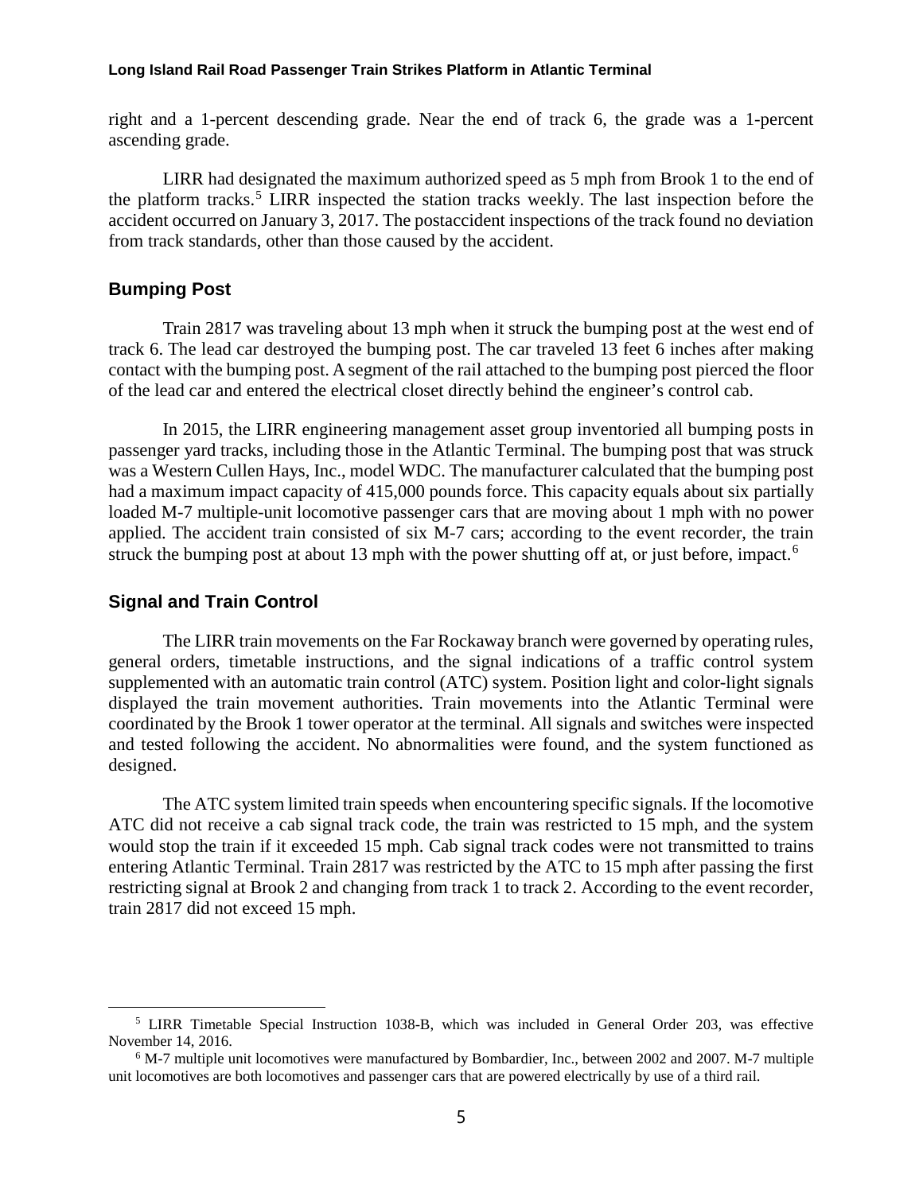right and a 1-percent descending grade. Near the end of track 6, the grade was a 1-percent ascending grade.

LIRR had designated the maximum authorized speed as 5 mph from Brook 1 to the end of the platform tracks.[5] LIRR inspected the station tracks weekly. The last inspection before the accident occurred on January 3, 2017. The postaccident inspections of the track found no deviation from track standards, other than those caused by the accident.

### Bumping Post

Train 2817 was traveling about 13 mph when it struck the bumping post at the west end of track 6. The lead car destroyed the bumping post. The car traveled 13 feet 6 inches after making contact with the bumping post. A segment of the rail attached to the bumping post pierced the floor of the lead car and entered the electrical closet directly behind the engineer's control cab.

In 2015, the LIRR engineering management asset group inventoried all bumping posts in passenger yard tracks, including those in the Atlantic Terminal. The bumping post that was struck was a Western Cullen Hays, Inc., model WDC. The manufacturer calculated that the bumping post had a maximum impact capacity of 415,000 pounds force. This capacity equals about six partially loaded M-7 multiple-unit locomotive passenger cars that are moving about 1 mph with no power applied. The accident train consisted of six M-7 cars; according to the event recorder, the train struck the bumping post at about 13 mph with the power shutting off at, or just before, impact.[6]

### Signal and Train Control

The LIRR train movements on the Far Rockaway branch were governed by operating rules, general orders, timetable instructions, and the signal indications of a traffic control system supplemented with an automatic train control (ATC) system. Position light and color-light signals displayed the train movement authorities. Train movements into the Atlantic Terminal were coordinated by the Brook 1 tower operator at the terminal. All signals and switches were inspected and tested following the accident. No abnormalities were found, and the system functioned as designed.

The ATC system limited train speeds when encountering specific signals. If the locomotive ATC did not receive a cab signal track code, the train was restricted to 15 mph, and the system would stop the train if it exceeded 15 mph. Cab signal track codes were not transmitted to trains entering Atlantic Terminal. Train 2817 was restricted by the ATC to 15 mph after passing the first restricting signal at Brook 2 and changing from track 1 to track 2. According to the event recorder, train 2817 did not exceed 15 mph.

---

[5] LIRR Timetable Special Instruction 1038-B, which was included in General Order 203, was effective November 14, 2016.

[6] M-7 multiple unit locomotives were manufactured by Bombardier, Inc., between 2002 and 2007. M-7 multiple unit locomotives are both locomotives and passenger cars that are powered electrically by use of a third rail.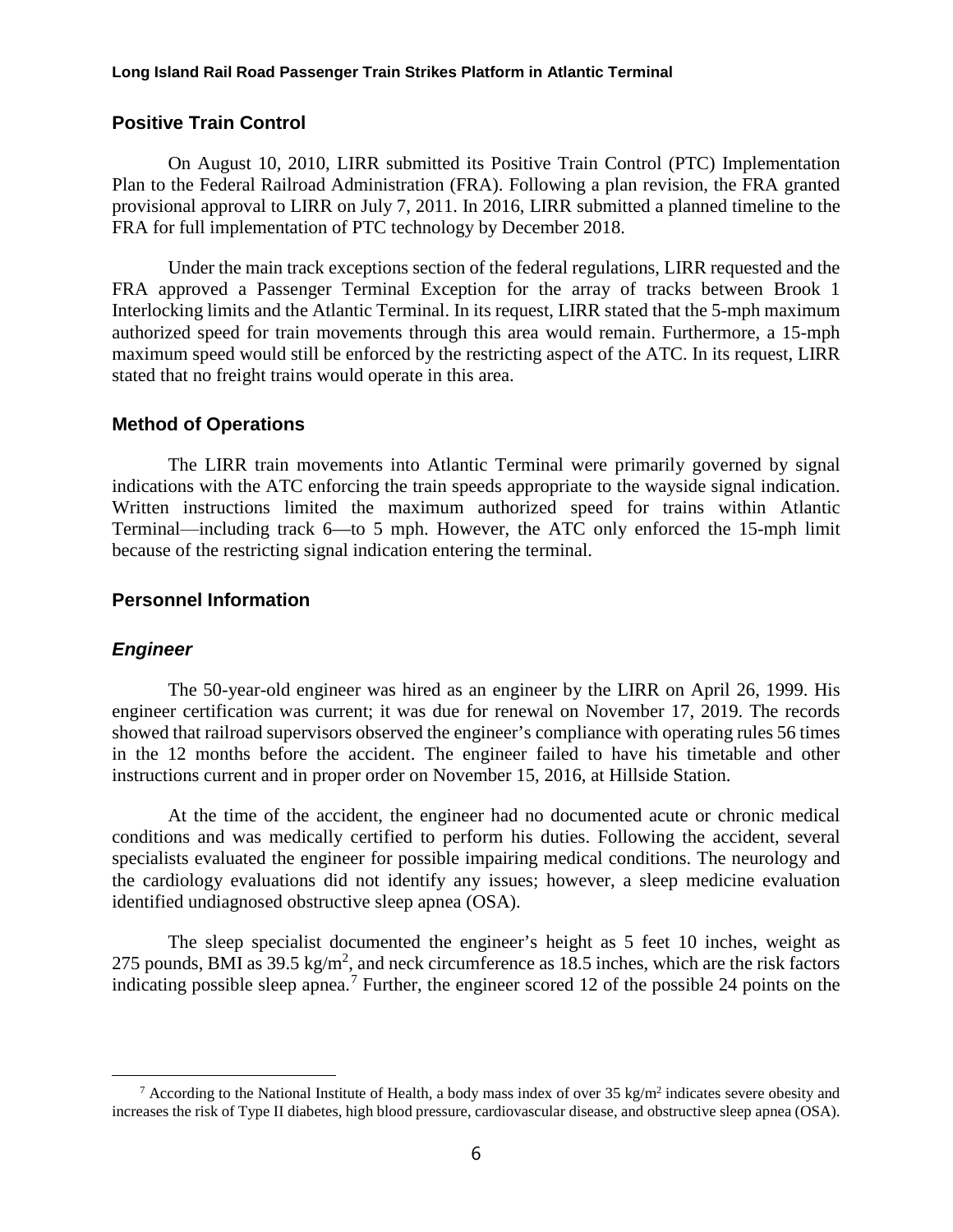## Positive Train Control

On August 10, 2010, LIRR submitted its Positive Train Control (PTC) Implementation Plan to the Federal Railroad Administration (FRA). Following a plan revision, the FRA granted provisional approval to LIRR on July 7, 2011. In 2016, LIRR submitted a planned timeline to the FRA for full implementation of PTC technology by December 2018.

Under the main track exceptions section of the federal regulations, LIRR requested and the FRA approved a Passenger Terminal Exception for the array of tracks between Brook 1 Interlocking limits and the Atlantic Terminal. In its request, LIRR stated that the 5-mph maximum authorized speed for train movements through this area would remain. Furthermore, a 15-mph maximum speed would still be enforced by the restricting aspect of the ATC. In its request, LIRR stated that no freight trains would operate in this area.

## Method of Operations

The LIRR train movements into Atlantic Terminal were primarily governed by signal indications with the ATC enforcing the train speeds appropriate to the wayside signal indication. Written instructions limited the maximum authorized speed for trains within Atlantic Terminal—including track 6—to 5 mph. However, the ATC only enforced the 15-mph limit because of the restricting signal indication entering the terminal.

## Personnel Information

### *Engineer*

The 50-year-old engineer was hired as an engineer by the LIRR on April 26, 1999. His engineer certification was current; it was due for renewal on November 17, 2019. The records showed that railroad supervisors observed the engineer's compliance with operating rules 56 times in the 12 months before the accident. The engineer failed to have his timetable and other instructions current and in proper order on November 15, 2016, at Hillside Station.

At the time of the accident, the engineer had no documented acute or chronic medical conditions and was medically certified to perform his duties. Following the accident, several specialists evaluated the engineer for possible impairing medical conditions. The neurology and the cardiology evaluations did not identify any issues; however, a sleep medicine evaluation identified undiagnosed obstructive sleep apnea (OSA).

The sleep specialist documented the engineer's height as 5 feet 10 inches, weight as 275 pounds, BMI as 39.5 kg/m$^2$, and neck circumference as 18.5 inches, which are the risk factors indicating possible sleep apnea.[7] Further, the engineer scored 12 of the possible 24 points on the

---

[7] According to the National Institute of Health, a body mass index of over 35 kg/m$^2$ indicates severe obesity and increases the risk of Type II diabetes, high blood pressure, cardiovascular disease, and obstructive sleep apnea (OSA).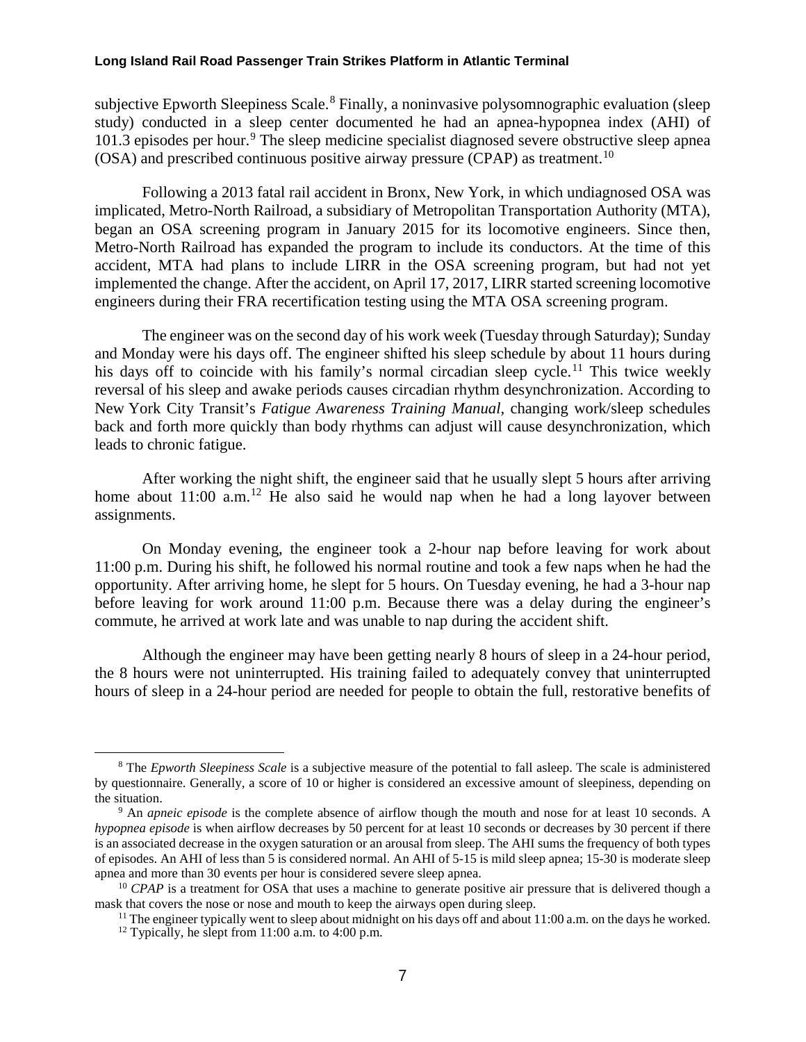subjective Epworth Sleepiness Scale.[8] Finally, a noninvasive polysomnographic evaluation (sleep study) conducted in a sleep center documented he had an apnea-hypopnea index (AHI) of 101.3 episodes per hour.[9] The sleep medicine specialist diagnosed severe obstructive sleep apnea (OSA) and prescribed continuous positive airway pressure (CPAP) as treatment.[10]

Following a 2013 fatal rail accident in Bronx, New York, in which undiagnosed OSA was implicated, Metro-North Railroad, a subsidiary of Metropolitan Transportation Authority (MTA), began an OSA screening program in January 2015 for its locomotive engineers. Since then, Metro-North Railroad has expanded the program to include its conductors. At the time of this accident, MTA had plans to include LIRR in the OSA screening program, but had not yet implemented the change. After the accident, on April 17, 2017, LIRR started screening locomotive engineers during their FRA recertification testing using the MTA OSA screening program.

The engineer was on the second day of his work week (Tuesday through Saturday); Sunday and Monday were his days off. The engineer shifted his sleep schedule by about 11 hours during his days off to coincide with his family's normal circadian sleep cycle.[11] This twice weekly reversal of his sleep and awake periods causes circadian rhythm desynchronization. According to New York City Transit's *Fatigue Awareness Training Manual*, changing work/sleep schedules back and forth more quickly than body rhythms can adjust will cause desynchronization, which leads to chronic fatigue.

After working the night shift, the engineer said that he usually slept 5 hours after arriving home about 11:00 a.m.[12] He also said he would nap when he had a long layover between assignments.

On Monday evening, the engineer took a 2-hour nap before leaving for work about 11:00 p.m. During his shift, he followed his normal routine and took a few naps when he had the opportunity. After arriving home, he slept for 5 hours. On Tuesday evening, he had a 3-hour nap before leaving for work around 11:00 p.m. Because there was a delay during the engineer's commute, he arrived at work late and was unable to nap during the accident shift.

Although the engineer may have been getting nearly 8 hours of sleep in a 24-hour period, the 8 hours were not uninterrupted. His training failed to adequately convey that uninterrupted hours of sleep in a 24-hour period are needed for people to obtain the full, restorative benefits of

---

[8] The *Epworth Sleepiness Scale* is a subjective measure of the potential to fall asleep. The scale is administered by questionnaire. Generally, a score of 10 or higher is considered an excessive amount of sleepiness, depending on the situation.

[9] An *apneic episode* is the complete absence of airflow though the mouth and nose for at least 10 seconds. A *hypopnea episode* is when airflow decreases by 50 percent for at least 10 seconds or decreases by 30 percent if there is an associated decrease in the oxygen saturation or an arousal from sleep. The AHI sums the frequency of both types of episodes. An AHI of less than 5 is considered normal. An AHI of 5-15 is mild sleep apnea; 15-30 is moderate sleep apnea and more than 30 events per hour is considered severe sleep apnea.

[10] *CPAP* is a treatment for OSA that uses a machine to generate positive air pressure that is delivered though a mask that covers the nose or nose and mouth to keep the airways open during sleep.

[11] The engineer typically went to sleep about midnight on his days off and about 11:00 a.m. on the days he worked.

[12] Typically, he slept from 11:00 a.m. to 4:00 p.m.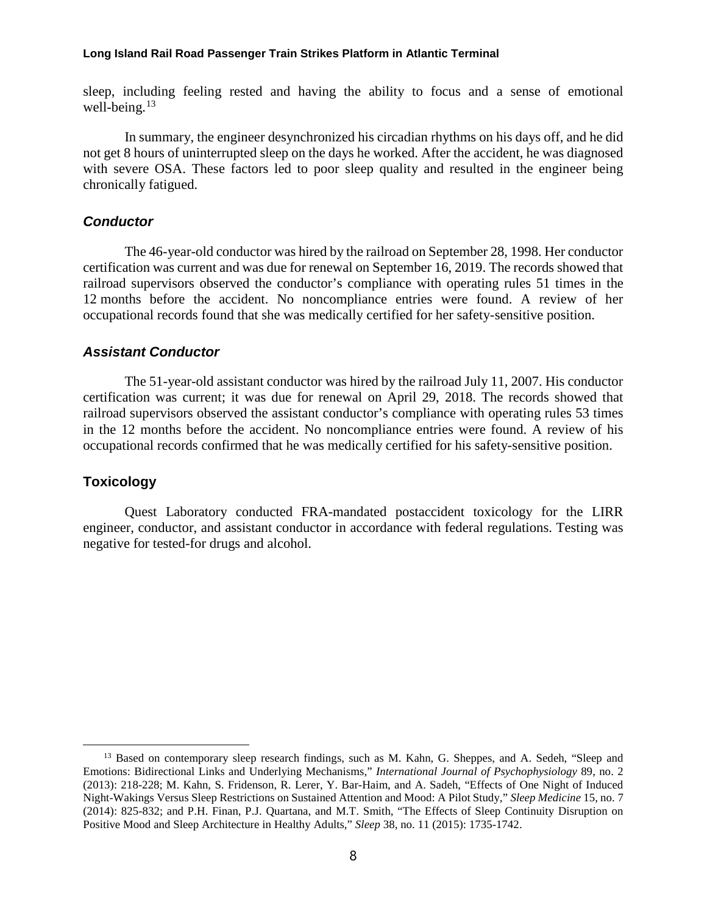sleep, including feeling rested and having the ability to focus and a sense of emotional well-being.[13]

In summary, the engineer desynchronized his circadian rhythms on his days off, and he did not get 8 hours of uninterrupted sleep on the days he worked. After the accident, he was diagnosed with severe OSA. These factors led to poor sleep quality and resulted in the engineer being chronically fatigued.

### *Conductor*

The 46-year-old conductor was hired by the railroad on September 28, 1998. Her conductor certification was current and was due for renewal on September 16, 2019. The records showed that railroad supervisors observed the conductor's compliance with operating rules 51 times in the 12 months before the accident. No noncompliance entries were found. A review of her occupational records found that she was medically certified for her safety-sensitive position.

### *Assistant Conductor*

The 51-year-old assistant conductor was hired by the railroad July 11, 2007. His conductor certification was current; it was due for renewal on April 29, 2018. The records showed that railroad supervisors observed the assistant conductor's compliance with operating rules 53 times in the 12 months before the accident. No noncompliance entries were found. A review of his occupational records confirmed that he was medically certified for his safety-sensitive position.

## Toxicology

Quest Laboratory conducted FRA-mandated postaccident toxicology for the LIRR engineer, conductor, and assistant conductor in accordance with federal regulations. Testing was negative for tested-for drugs and alcohol.

---

[13] Based on contemporary sleep research findings, such as M. Kahn, G. Sheppes, and A. Sedeh, "Sleep and Emotions: Bidirectional Links and Underlying Mechanisms," *International Journal of Psychophysiology* 89, no. 2 (2013): 218-228; M. Kahn, S. Fridenson, R. Lerer, Y. Bar-Haim, and A. Sadeh, "Effects of One Night of Induced Night-Wakings Versus Sleep Restrictions on Sustained Attention and Mood: A Pilot Study," *Sleep Medicine* 15, no. 7 (2014): 825-832; and P.H. Finan, P.J. Quartana, and M.T. Smith, "The Effects of Sleep Continuity Disruption on Positive Mood and Sleep Architecture in Healthy Adults," *Sleep* 38, no. 11 (2015): 1735-1742.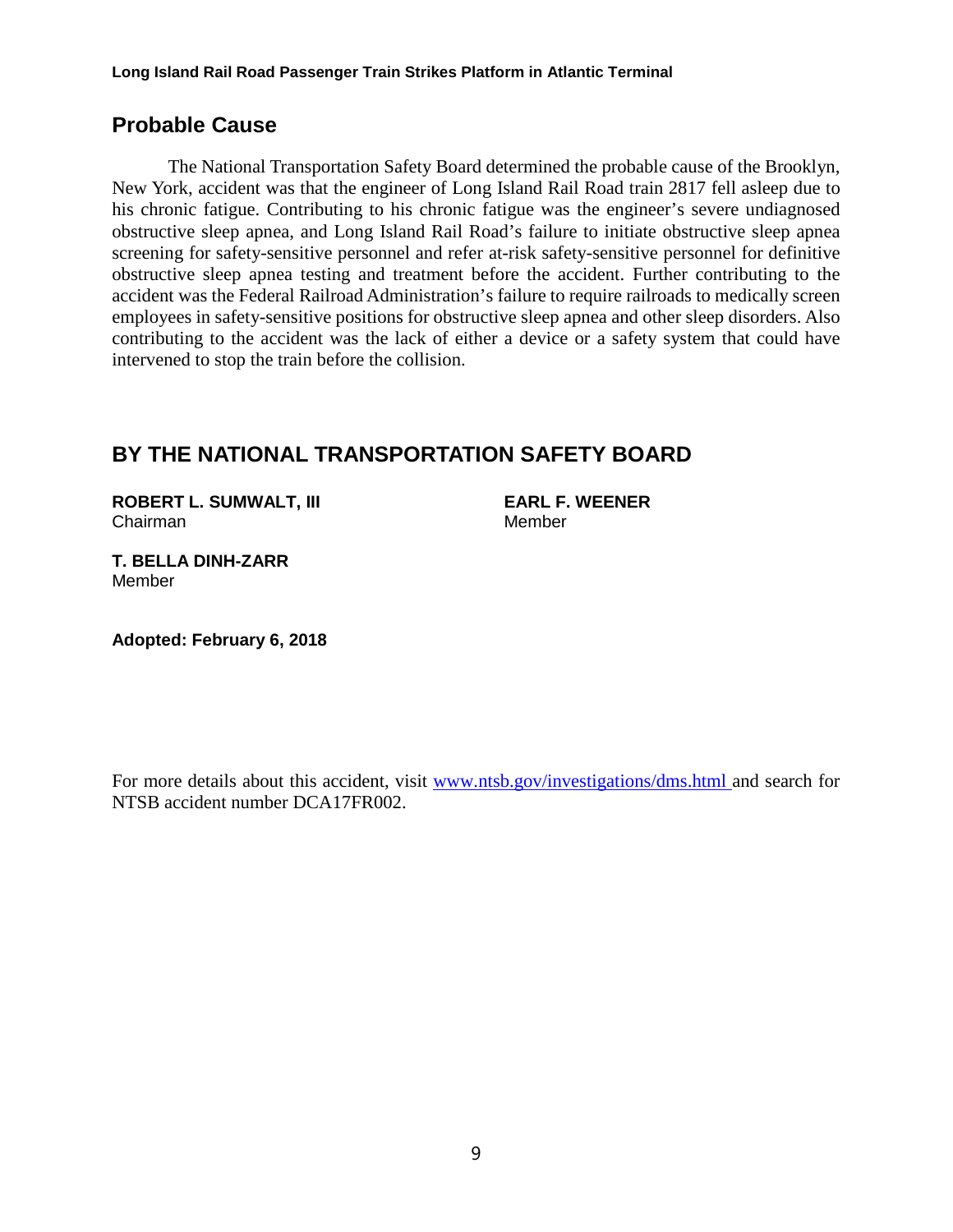## Probable Cause

The National Transportation Safety Board determined the probable cause of the Brooklyn, New York, accident was that the engineer of Long Island Rail Road train 2817 fell asleep due to his chronic fatigue. Contributing to his chronic fatigue was the engineer's severe undiagnosed obstructive sleep apnea, and Long Island Rail Road's failure to initiate obstructive sleep apnea screening for safety-sensitive personnel and refer at-risk safety-sensitive personnel for definitive obstructive sleep apnea testing and treatment before the accident. Further contributing to the accident was the Federal Railroad Administration's failure to require railroads to medically screen employees in safety-sensitive positions for obstructive sleep apnea and other sleep disorders. Also contributing to the accident was the lack of either a device or a safety system that could have intervened to stop the train before the collision.

## BY THE NATIONAL TRANSPORTATION SAFETY BOARD

**ROBERT L. SUMWALT, III**
Chairman

**EARL F. WEENER**
Member

**T. BELLA DINH-ZARR**
Member

**Adopted: February 6, 2018**

For more details about this accident, visit [www.ntsb.gov/investigations/dms.html](www.ntsb.gov/investigations/dms.html) and search for NTSB accident number DCA17FR002.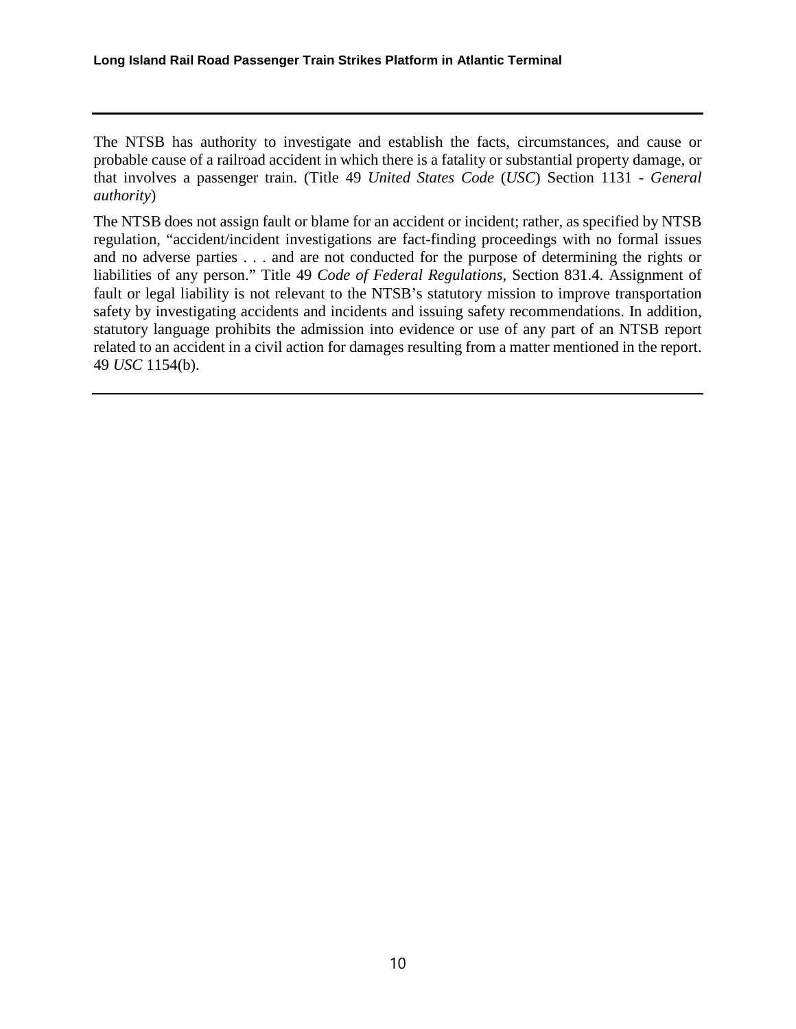The NTSB has authority to investigate and establish the facts, circumstances, and cause or probable cause of a railroad accident in which there is a fatality or substantial property damage, or that involves a passenger train. (Title 49 *United States Code* (*USC*) Section 1131 - *General authority*)

The NTSB does not assign fault or blame for an accident or incident; rather, as specified by NTSB regulation, "accident/incident investigations are fact-finding proceedings with no formal issues and no adverse parties . . . and are not conducted for the purpose of determining the rights or liabilities of any person." Title 49 *Code of Federal Regulations*, Section 831.4. Assignment of fault or legal liability is not relevant to the NTSB's statutory mission to improve transportation safety by investigating accidents and incidents and issuing safety recommendations. In addition, statutory language prohibits the admission into evidence or use of any part of an NTSB report related to an accident in a civil action for damages resulting from a matter mentioned in the report. 49 *USC* 1154(b).